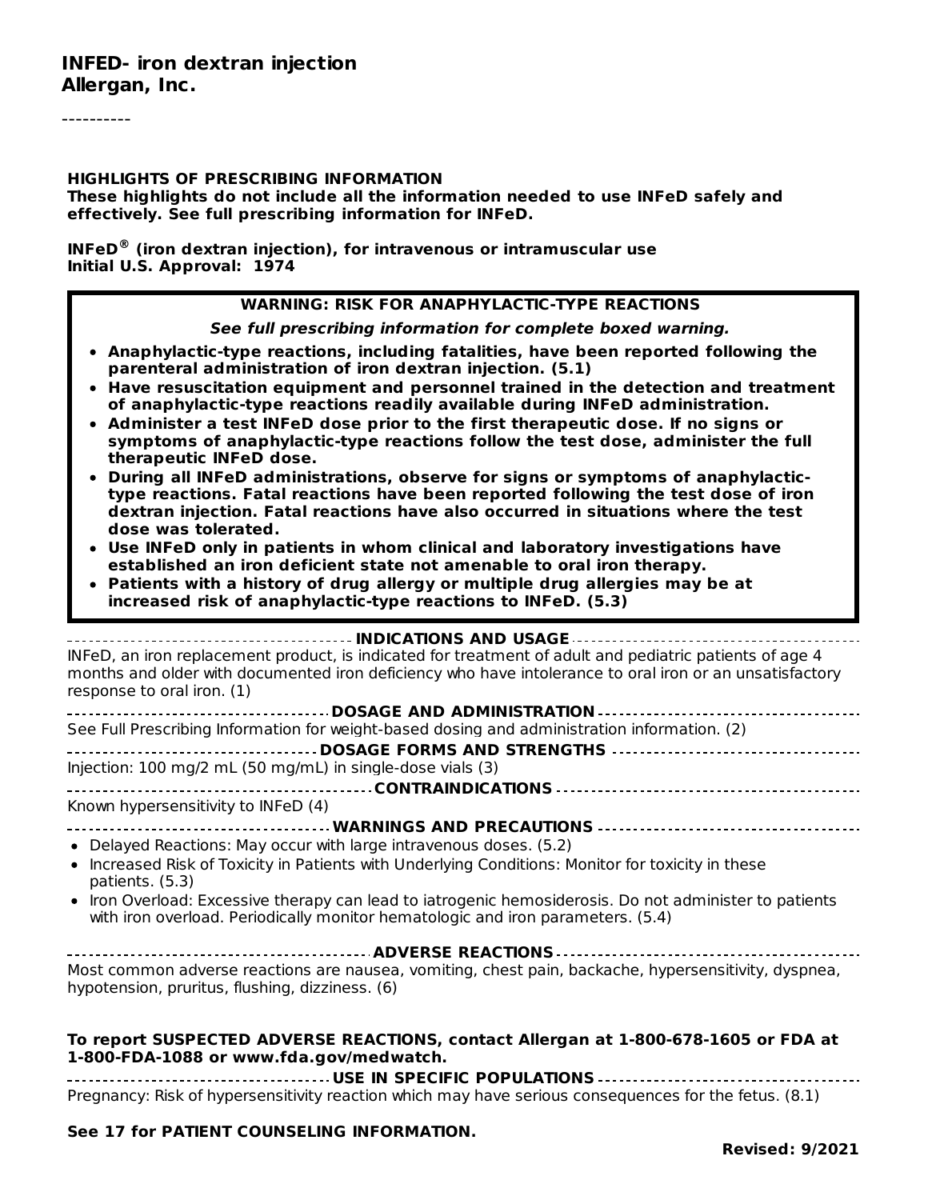# INFED- iron dextran injection
# Allergan, Inc.

----------

**HIGHLIGHTS OF PRESCRIBING INFORMATION**
**These highlights do not include all the information needed to use INFeD safely and effectively. See full prescribing information for INFeD.**

**INFeD® (iron dextran injection), for intravenous or intramuscular use**
**Initial U.S. Approval: 1974**

**WARNING: RISK FOR ANAPHYLACTIC-TYPE REACTIONS**

***See full prescribing information for complete boxed warning.***

- **Anaphylactic-type reactions, including fatalities, have been reported following the parenteral administration of iron dextran injection. (5.1)**
- **Have resuscitation equipment and personnel trained in the detection and treatment of anaphylactic-type reactions readily available during INFeD administration.**
- **Administer a test INFeD dose prior to the first therapeutic dose. If no signs or symptoms of anaphylactic-type reactions follow the test dose, administer the full therapeutic INFeD dose.**
- **During all INFeD administrations, observe for signs or symptoms of anaphylactic-type reactions. Fatal reactions have been reported following the test dose of iron dextran injection. Fatal reactions have also occurred in situations where the test dose was tolerated.**
- **Use INFeD only in patients in whom clinical and laboratory investigations have established an iron deficient state not amenable to oral iron therapy.**
- **Patients with a history of drug allergy or multiple drug allergies may be at increased risk of anaphylactic-type reactions to INFeD. (5.3)**

**INDICATIONS AND USAGE**

INFeD, an iron replacement product, is indicated for treatment of adult and pediatric patients of age 4 months and older with documented iron deficiency who have intolerance to oral iron or an unsatisfactory response to oral iron. (1)

**DOSAGE AND ADMINISTRATION**

See Full Prescribing Information for weight-based dosing and administration information. (2)

**DOSAGE FORMS AND STRENGTHS**

Injection: 100 mg/2 mL (50 mg/mL) in single-dose vials (3)

**CONTRAINDICATIONS**

Known hypersensitivity to INFeD (4)

**WARNINGS AND PRECAUTIONS**

- Delayed Reactions: May occur with large intravenous doses. (5.2)
- Increased Risk of Toxicity in Patients with Underlying Conditions: Monitor for toxicity in these patients. (5.3)
- Iron Overload: Excessive therapy can lead to iatrogenic hemosiderosis. Do not administer to patients with iron overload. Periodically monitor hematologic and iron parameters. (5.4)

**ADVERSE REACTIONS**

Most common adverse reactions are nausea, vomiting, chest pain, backache, hypersensitivity, dyspnea, hypotension, pruritus, flushing, dizziness. (6)

**To report SUSPECTED ADVERSE REACTIONS, contact Allergan at 1-800-678-1605 or FDA at 1-800-FDA-1088 or www.fda.gov/medwatch.**

**USE IN SPECIFIC POPULATIONS**

Pregnancy: Risk of hypersensitivity reaction which may have serious consequences for the fetus. (8.1)

**See 17 for PATIENT COUNSELING INFORMATION.**

**Revised: 9/2021**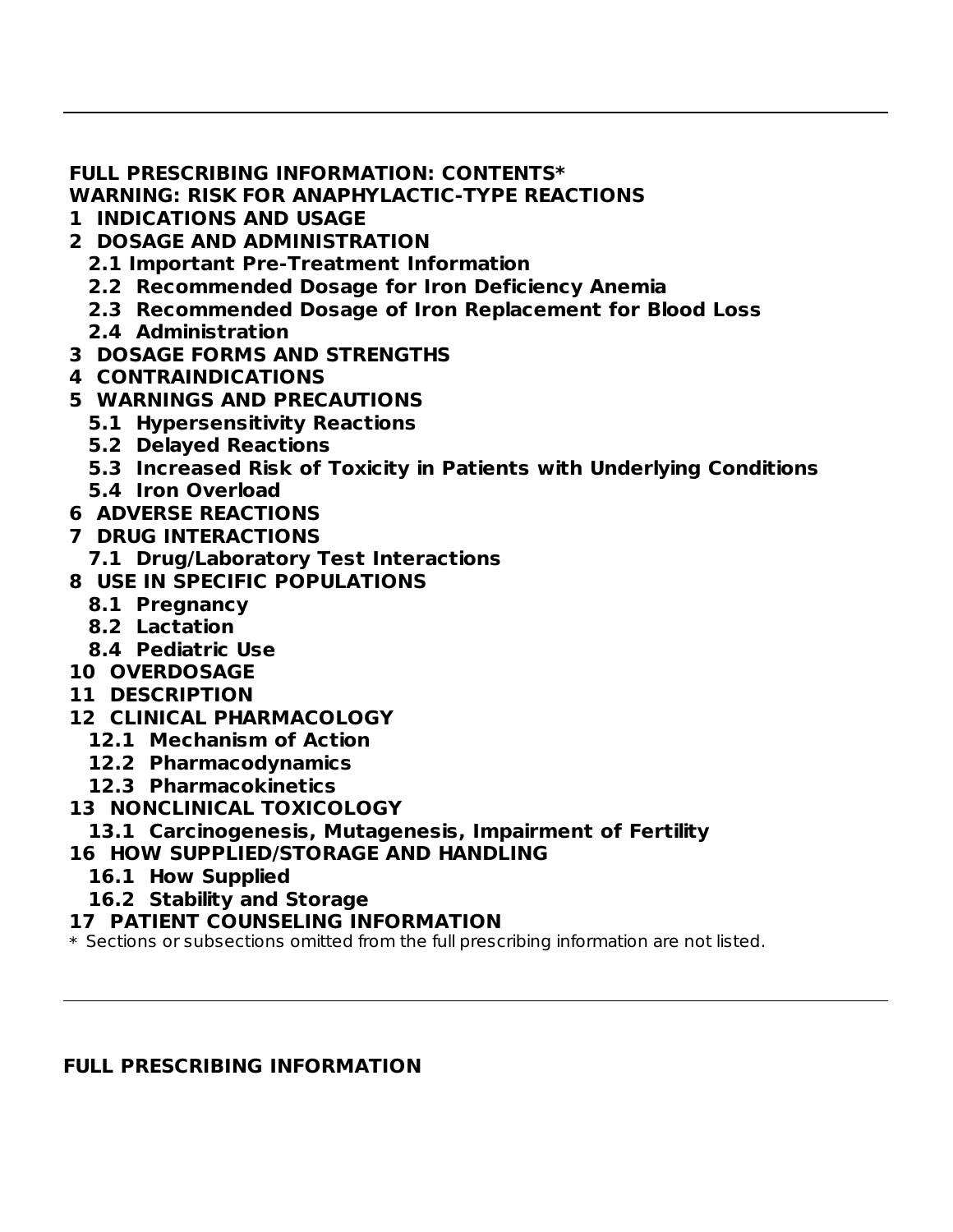**FULL PRESCRIBING INFORMATION: CONTENTS***

**WARNING: RISK FOR ANAPHYLACTIC-TYPE REACTIONS**

**1 INDICATIONS AND USAGE**

**2 DOSAGE AND ADMINISTRATION**

- **2.1 Important Pre-Treatment Information**
- **2.2 Recommended Dosage for Iron Deficiency Anemia**
- **2.3 Recommended Dosage of Iron Replacement for Blood Loss**
- **2.4 Administration**

**3 DOSAGE FORMS AND STRENGTHS**

**4 CONTRAINDICATIONS**

**5 WARNINGS AND PRECAUTIONS**

- **5.1 Hypersensitivity Reactions**
- **5.2 Delayed Reactions**
- **5.3 Increased Risk of Toxicity in Patients with Underlying Conditions**
- **5.4 Iron Overload**

**6 ADVERSE REACTIONS**

**7 DRUG INTERACTIONS**

- **7.1 Drug/Laboratory Test Interactions**

**8 USE IN SPECIFIC POPULATIONS**

- **8.1 Pregnancy**
- **8.2 Lactation**
- **8.4 Pediatric Use**

**10 OVERDOSAGE**

**11 DESCRIPTION**

**12 CLINICAL PHARMACOLOGY**

- **12.1 Mechanism of Action**
- **12.2 Pharmacodynamics**
- **12.3 Pharmacokinetics**

**13 NONCLINICAL TOXICOLOGY**

- **13.1 Carcinogenesis, Mutagenesis, Impairment of Fertility**

**16 HOW SUPPLIED/STORAGE AND HANDLING**

- **16.1 How Supplied**
- **16.2 Stability and Storage**

**17 PATIENT COUNSELING INFORMATION**

\* Sections or subsections omitted from the full prescribing information are not listed.

---

## FULL PRESCRIBING INFORMATION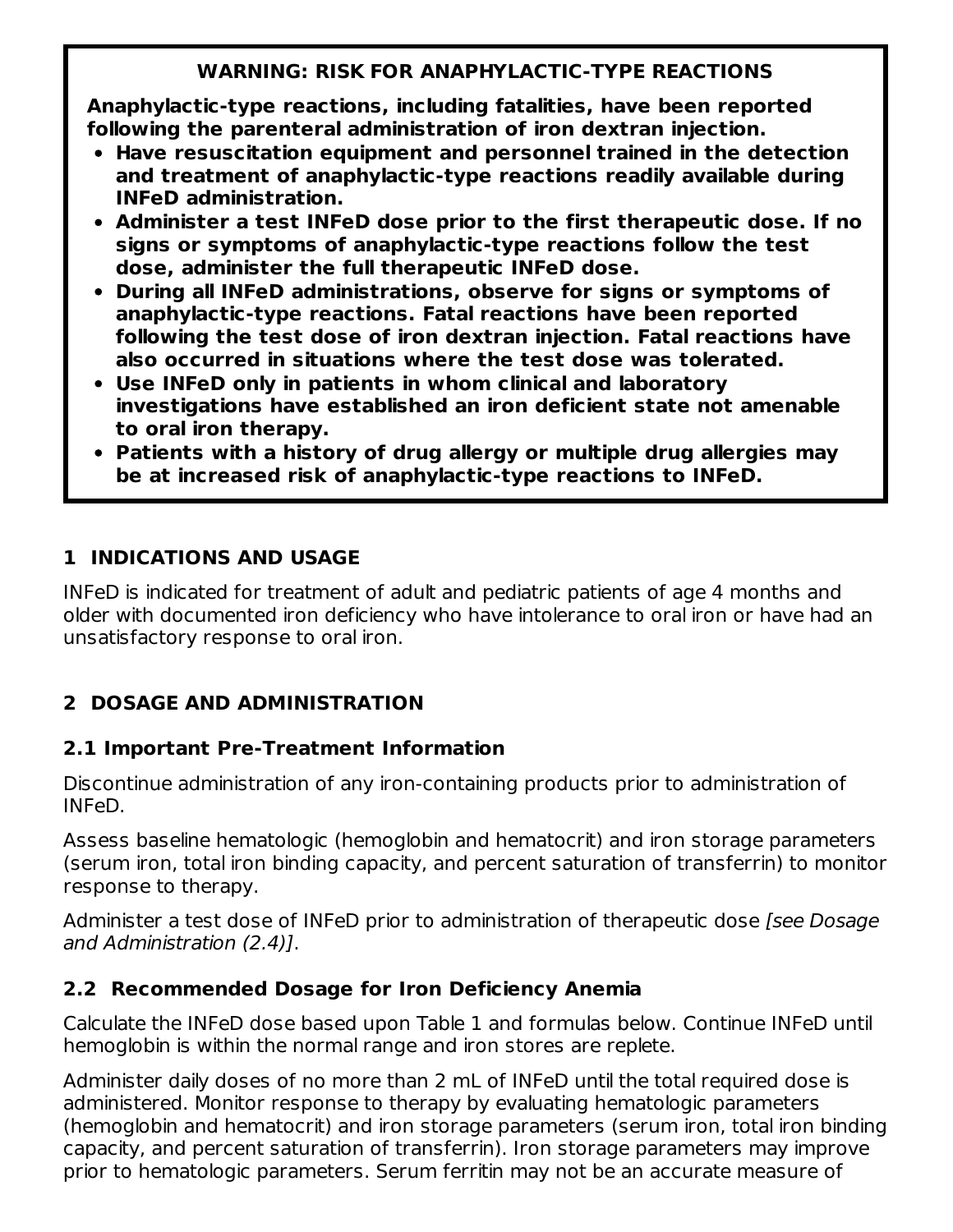**WARNING: RISK FOR ANAPHYLACTIC-TYPE REACTIONS**

**Anaphylactic-type reactions, including fatalities, have been reported following the parenteral administration of iron dextran injection.**

- **Have resuscitation equipment and personnel trained in the detection and treatment of anaphylactic-type reactions readily available during INFeD administration.**
- **Administer a test INFeD dose prior to the first therapeutic dose. If no signs or symptoms of anaphylactic-type reactions follow the test dose, administer the full therapeutic INFeD dose.**
- **During all INFeD administrations, observe for signs or symptoms of anaphylactic-type reactions. Fatal reactions have been reported following the test dose of iron dextran injection. Fatal reactions have also occurred in situations where the test dose was tolerated.**
- **Use INFeD only in patients in whom clinical and laboratory investigations have established an iron deficient state not amenable to oral iron therapy.**
- **Patients with a history of drug allergy or multiple drug allergies may be at increased risk of anaphylactic-type reactions to INFeD.**

## 1 INDICATIONS AND USAGE

INFeD is indicated for treatment of adult and pediatric patients of age 4 months and older with documented iron deficiency who have intolerance to oral iron or have had an unsatisfactory response to oral iron.

## 2 DOSAGE AND ADMINISTRATION

### 2.1 Important Pre-Treatment Information

Discontinue administration of any iron-containing products prior to administration of INFeD.

Assess baseline hematologic (hemoglobin and hematocrit) and iron storage parameters (serum iron, total iron binding capacity, and percent saturation of transferrin) to monitor response to therapy.

Administer a test dose of INFeD prior to administration of therapeutic dose *[see Dosage and Administration (2.4)]*.

### 2.2 Recommended Dosage for Iron Deficiency Anemia

Calculate the INFeD dose based upon Table 1 and formulas below. Continue INFeD until hemoglobin is within the normal range and iron stores are replete.

Administer daily doses of no more than 2 mL of INFeD until the total required dose is administered. Monitor response to therapy by evaluating hematologic parameters (hemoglobin and hematocrit) and iron storage parameters (serum iron, total iron binding capacity, and percent saturation of transferrin). Iron storage parameters may improve prior to hematologic parameters. Serum ferritin may not be an accurate measure of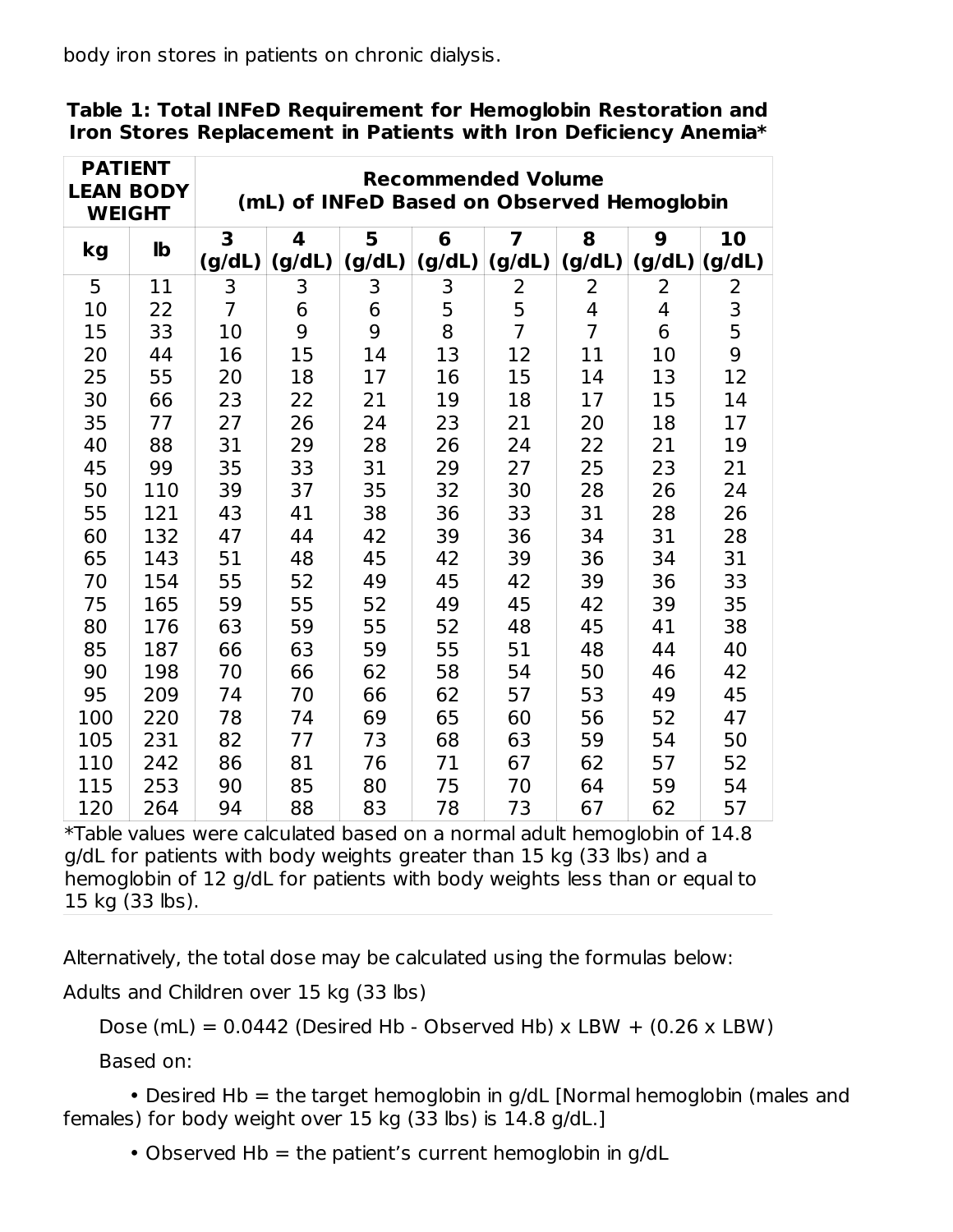body iron stores in patients on chronic dialysis.

**Table 1: Total INFeD Requirement for Hemoglobin Restoration and Iron Stores Replacement in Patients with Iron Deficiency Anemia***

| PATIENT LEAN BODY WEIGHT | | Recommended Volume (mL) of INFeD Based on Observed Hemoglobin | | | | | | | |
|---|---|---|---|---|---|---|---|---|---|
| kg | lb | 3 (g/dL) | 4 (g/dL) | 5 (g/dL) | 6 (g/dL) | 7 (g/dL) | 8 (g/dL) | 9 (g/dL) | 10 (g/dL) |
| 5 | 11 | 3 | 3 | 3 | 3 | 2 | 2 | 2 | 2 |
| 10 | 22 | 7 | 6 | 6 | 5 | 5 | 4 | 4 | 3 |
| 15 | 33 | 10 | 9 | 9 | 8 | 7 | 7 | 6 | 5 |
| 20 | 44 | 16 | 15 | 14 | 13 | 12 | 11 | 10 | 9 |
| 25 | 55 | 20 | 18 | 17 | 16 | 15 | 14 | 13 | 12 |
| 30 | 66 | 23 | 22 | 21 | 19 | 18 | 17 | 15 | 14 |
| 35 | 77 | 27 | 26 | 24 | 23 | 21 | 20 | 18 | 17 |
| 40 | 88 | 31 | 29 | 28 | 26 | 24 | 22 | 21 | 19 |
| 45 | 99 | 35 | 33 | 31 | 29 | 27 | 25 | 23 | 21 |
| 50 | 110 | 39 | 37 | 35 | 32 | 30 | 28 | 26 | 24 |
| 55 | 121 | 43 | 41 | 38 | 36 | 33 | 31 | 28 | 26 |
| 60 | 132 | 47 | 44 | 42 | 39 | 36 | 34 | 31 | 28 |
| 65 | 143 | 51 | 48 | 45 | 42 | 39 | 36 | 34 | 31 |
| 70 | 154 | 55 | 52 | 49 | 45 | 42 | 39 | 36 | 33 |
| 75 | 165 | 59 | 55 | 52 | 49 | 45 | 42 | 39 | 35 |
| 80 | 176 | 63 | 59 | 55 | 52 | 48 | 45 | 41 | 38 |
| 85 | 187 | 66 | 63 | 59 | 55 | 51 | 48 | 44 | 40 |
| 90 | 198 | 70 | 66 | 62 | 58 | 54 | 50 | 46 | 42 |
| 95 | 209 | 74 | 70 | 66 | 62 | 57 | 53 | 49 | 45 |
| 100 | 220 | 78 | 74 | 69 | 65 | 60 | 56 | 52 | 47 |
| 105 | 231 | 82 | 77 | 73 | 68 | 63 | 59 | 54 | 50 |
| 110 | 242 | 86 | 81 | 76 | 71 | 67 | 62 | 57 | 52 |
| 115 | 253 | 90 | 85 | 80 | 75 | 70 | 64 | 59 | 54 |
| 120 | 264 | 94 | 88 | 83 | 78 | 73 | 67 | 62 | 57 |

*Table values were calculated based on a normal adult hemoglobin of 14.8 g/dL for patients with body weights greater than 15 kg (33 lbs) and a hemoglobin of 12 g/dL for patients with body weights less than or equal to 15 kg (33 lbs).

Alternatively, the total dose may be calculated using the formulas below:

Adults and Children over 15 kg (33 lbs)

Dose (mL) = 0.0442 (Desired Hb - Observed Hb) x LBW + (0.26 x LBW)

Based on:

- Desired Hb = the target hemoglobin in g/dL [Normal hemoglobin (males and females) for body weight over 15 kg (33 lbs) is 14.8 g/dL.]
- Observed Hb = the patient's current hemoglobin in g/dL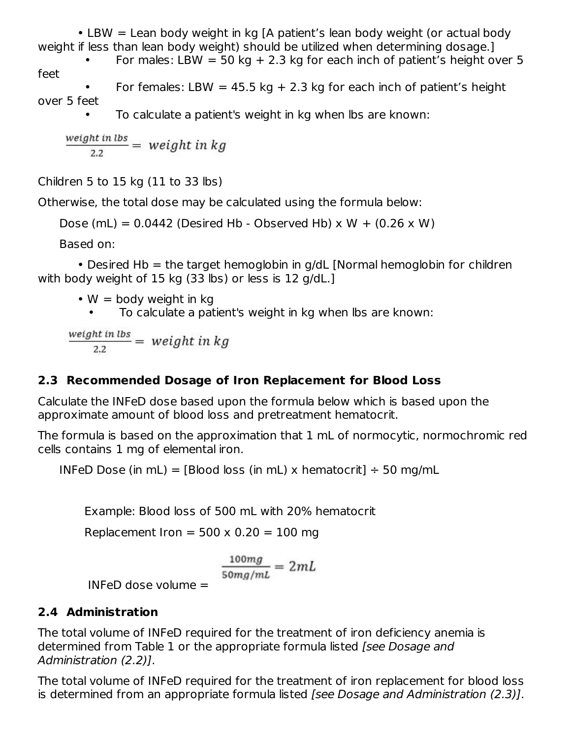- LBW = Lean body weight in kg [A patient's lean body weight (or actual body weight if less than lean body weight) should be utilized when determining dosage.]
  - For males: LBW = 50 kg + 2.3 kg for each inch of patient's height over 5 feet
  - For females: LBW = 45.5 kg + 2.3 kg for each inch of patient's height over 5 feet
  - To calculate a patient's weight in kg when lbs are known:

$$\frac{weight\ in\ lbs}{2.2} = weight\ in\ kg$$

Children 5 to 15 kg (11 to 33 lbs)

Otherwise, the total dose may be calculated using the formula below:

Dose (mL) = 0.0442 (Desired Hb - Observed Hb) x W + (0.26 x W)

Based on:

- Desired Hb = the target hemoglobin in g/dL [Normal hemoglobin for children with body weight of 15 kg (33 lbs) or less is 12 g/dL.]
- W = body weight in kg
  - To calculate a patient's weight in kg when lbs are known:

$$\frac{weight\ in\ lbs}{2.2} = weight\ in\ kg$$

## 2.3 Recommended Dosage of Iron Replacement for Blood Loss

Calculate the INFeD dose based upon the formula below which is based upon the approximate amount of blood loss and pretreatment hematocrit.

The formula is based on the approximation that 1 mL of normocytic, normochromic red cells contains 1 mg of elemental iron.

INFeD Dose (in mL) = [Blood loss (in mL) x hematocrit] ÷ 50 mg/mL

Example: Blood loss of 500 mL with 20% hematocrit

Replacement Iron = 500 x 0.20 = 100 mg

INFeD dose volume = $\frac{100mg}{50mg/mL} = 2mL$

## 2.4 Administration

The total volume of INFeD required for the treatment of iron deficiency anemia is determined from Table 1 or the appropriate formula listed *[see Dosage and Administration (2.2)]*.

The total volume of INFeD required for the treatment of iron replacement for blood loss is determined from an appropriate formula listed *[see Dosage and Administration (2.3)]*.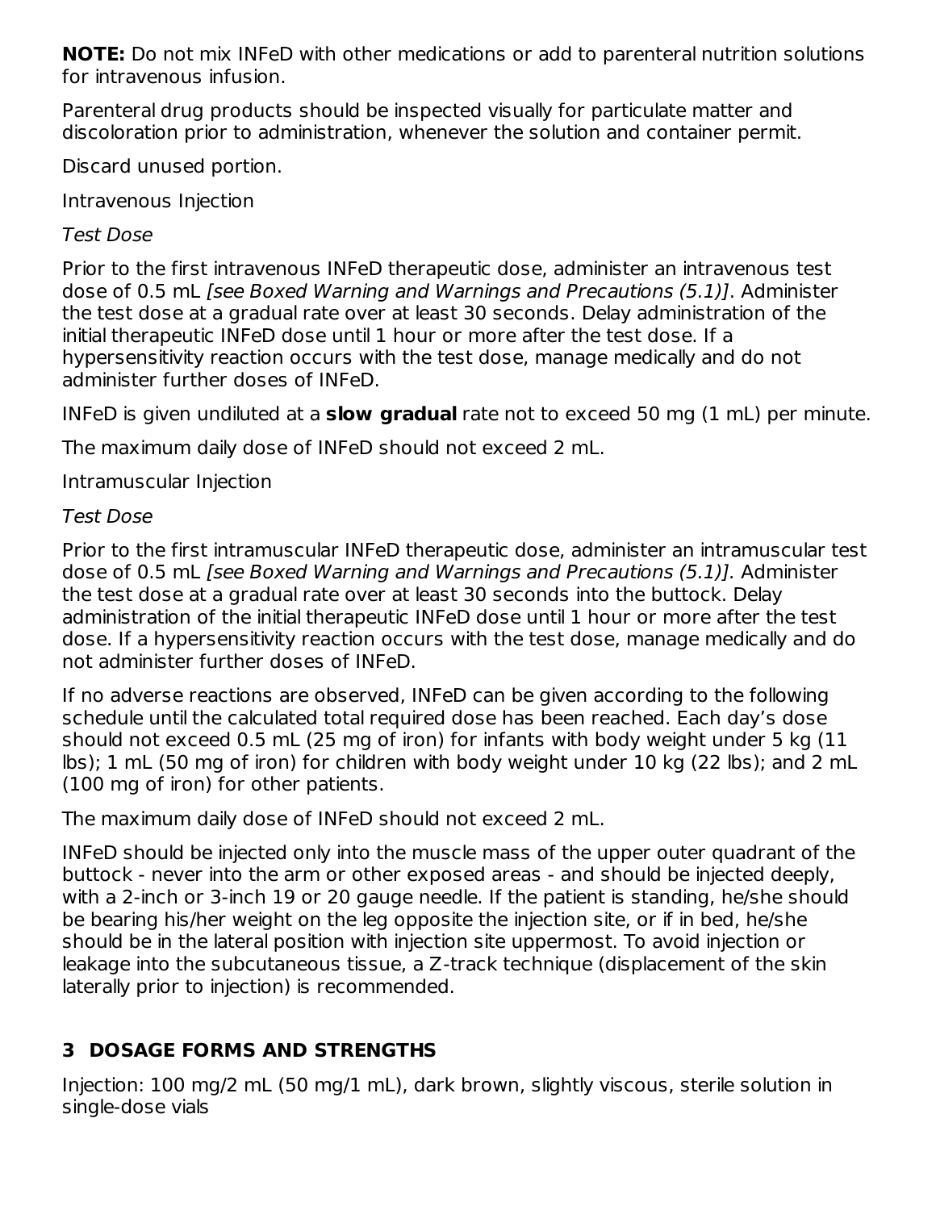**NOTE:** Do not mix INFeD with other medications or add to parenteral nutrition solutions for intravenous infusion.

Parenteral drug products should be inspected visually for particulate matter and discoloration prior to administration, whenever the solution and container permit.

Discard unused portion.

Intravenous Injection

*Test Dose*

Prior to the first intravenous INFeD therapeutic dose, administer an intravenous test dose of 0.5 mL *[see Boxed Warning and Warnings and Precautions (5.1)]*. Administer the test dose at a gradual rate over at least 30 seconds. Delay administration of the initial therapeutic INFeD dose until 1 hour or more after the test dose. If a hypersensitivity reaction occurs with the test dose, manage medically and do not administer further doses of INFeD.

INFeD is given undiluted at a **slow gradual** rate not to exceed 50 mg (1 mL) per minute.

The maximum daily dose of INFeD should not exceed 2 mL.

Intramuscular Injection

*Test Dose*

Prior to the first intramuscular INFeD therapeutic dose, administer an intramuscular test dose of 0.5 mL *[see Boxed Warning and Warnings and Precautions (5.1)].* Administer the test dose at a gradual rate over at least 30 seconds into the buttock. Delay administration of the initial therapeutic INFeD dose until 1 hour or more after the test dose. If a hypersensitivity reaction occurs with the test dose, manage medically and do not administer further doses of INFeD.

If no adverse reactions are observed, INFeD can be given according to the following schedule until the calculated total required dose has been reached. Each day's dose should not exceed 0.5 mL (25 mg of iron) for infants with body weight under 5 kg (11 lbs); 1 mL (50 mg of iron) for children with body weight under 10 kg (22 lbs); and 2 mL (100 mg of iron) for other patients.

The maximum daily dose of INFeD should not exceed 2 mL.

INFeD should be injected only into the muscle mass of the upper outer quadrant of the buttock - never into the arm or other exposed areas - and should be injected deeply, with a 2-inch or 3-inch 19 or 20 gauge needle. If the patient is standing, he/she should be bearing his/her weight on the leg opposite the injection site, or if in bed, he/she should be in the lateral position with injection site uppermost. To avoid injection or leakage into the subcutaneous tissue, a Z-track technique (displacement of the skin laterally prior to injection) is recommended.

## 3 DOSAGE FORMS AND STRENGTHS

Injection: 100 mg/2 mL (50 mg/1 mL), dark brown, slightly viscous, sterile solution in single-dose vials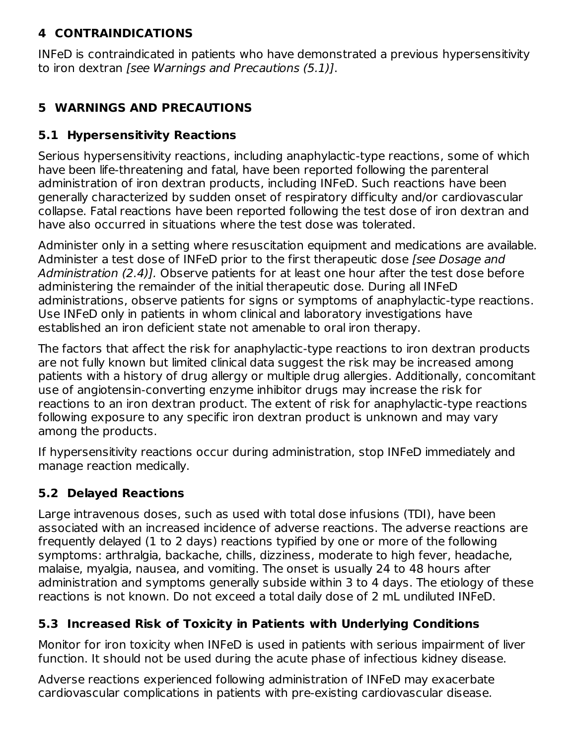## 4 CONTRAINDICATIONS

INFeD is contraindicated in patients who have demonstrated a previous hypersensitivity to iron dextran *[see Warnings and Precautions (5.1)]*.

## 5 WARNINGS AND PRECAUTIONS

### 5.1 Hypersensitivity Reactions

Serious hypersensitivity reactions, including anaphylactic-type reactions, some of which have been life-threatening and fatal, have been reported following the parenteral administration of iron dextran products, including INFeD. Such reactions have been generally characterized by sudden onset of respiratory difficulty and/or cardiovascular collapse. Fatal reactions have been reported following the test dose of iron dextran and have also occurred in situations where the test dose was tolerated.

Administer only in a setting where resuscitation equipment and medications are available. Administer a test dose of INFeD prior to the first therapeutic dose *[see Dosage and Administration (2.4)]*. Observe patients for at least one hour after the test dose before administering the remainder of the initial therapeutic dose. During all INFeD administrations, observe patients for signs or symptoms of anaphylactic-type reactions. Use INFeD only in patients in whom clinical and laboratory investigations have established an iron deficient state not amenable to oral iron therapy.

The factors that affect the risk for anaphylactic-type reactions to iron dextran products are not fully known but limited clinical data suggest the risk may be increased among patients with a history of drug allergy or multiple drug allergies. Additionally, concomitant use of angiotensin-converting enzyme inhibitor drugs may increase the risk for reactions to an iron dextran product. The extent of risk for anaphylactic-type reactions following exposure to any specific iron dextran product is unknown and may vary among the products.

If hypersensitivity reactions occur during administration, stop INFeD immediately and manage reaction medically.

### 5.2 Delayed Reactions

Large intravenous doses, such as used with total dose infusions (TDI), have been associated with an increased incidence of adverse reactions. The adverse reactions are frequently delayed (1 to 2 days) reactions typified by one or more of the following symptoms: arthralgia, backache, chills, dizziness, moderate to high fever, headache, malaise, myalgia, nausea, and vomiting. The onset is usually 24 to 48 hours after administration and symptoms generally subside within 3 to 4 days. The etiology of these reactions is not known. Do not exceed a total daily dose of 2 mL undiluted INFeD.

### 5.3 Increased Risk of Toxicity in Patients with Underlying Conditions

Monitor for iron toxicity when INFeD is used in patients with serious impairment of liver function. It should not be used during the acute phase of infectious kidney disease.

Adverse reactions experienced following administration of INFeD may exacerbate cardiovascular complications in patients with pre-existing cardiovascular disease.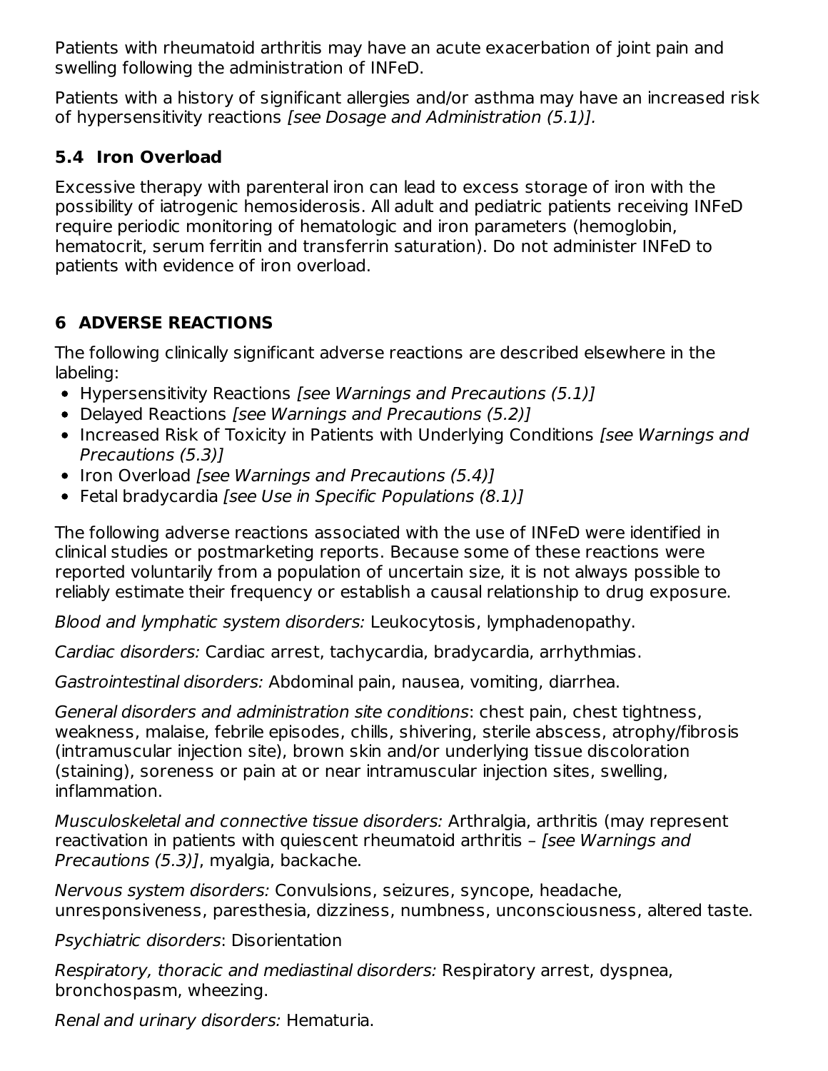Patients with rheumatoid arthritis may have an acute exacerbation of joint pain and swelling following the administration of INFeD.

Patients with a history of significant allergies and/or asthma may have an increased risk of hypersensitivity reactions *[see Dosage and Administration (5.1)].*

### 5.4 Iron Overload

Excessive therapy with parenteral iron can lead to excess storage of iron with the possibility of iatrogenic hemosiderosis. All adult and pediatric patients receiving INFeD require periodic monitoring of hematologic and iron parameters (hemoglobin, hematocrit, serum ferritin and transferrin saturation). Do not administer INFeD to patients with evidence of iron overload.

## 6 ADVERSE REACTIONS

The following clinically significant adverse reactions are described elsewhere in the labeling:

- Hypersensitivity Reactions *[see Warnings and Precautions (5.1)]*
- Delayed Reactions *[see Warnings and Precautions (5.2)]*
- Increased Risk of Toxicity in Patients with Underlying Conditions *[see Warnings and Precautions (5.3)]*
- Iron Overload *[see Warnings and Precautions (5.4)]*
- Fetal bradycardia *[see Use in Specific Populations (8.1)]*

The following adverse reactions associated with the use of INFeD were identified in clinical studies or postmarketing reports. Because some of these reactions were reported voluntarily from a population of uncertain size, it is not always possible to reliably estimate their frequency or establish a causal relationship to drug exposure.

*Blood and lymphatic system disorders:* Leukocytosis, lymphadenopathy.

*Cardiac disorders:* Cardiac arrest, tachycardia, bradycardia, arrhythmias.

*Gastrointestinal disorders:* Abdominal pain, nausea, vomiting, diarrhea.

*General disorders and administration site conditions*: chest pain, chest tightness, weakness, malaise, febrile episodes, chills, shivering, sterile abscess, atrophy/fibrosis (intramuscular injection site), brown skin and/or underlying tissue discoloration (staining), soreness or pain at or near intramuscular injection sites, swelling, inflammation.

*Musculoskeletal and connective tissue disorders:* Arthralgia, arthritis (may represent reactivation in patients with quiescent rheumatoid arthritis – *[see Warnings and Precautions (5.3)]*, myalgia, backache.

*Nervous system disorders:* Convulsions, seizures, syncope, headache, unresponsiveness, paresthesia, dizziness, numbness, unconsciousness, altered taste.

*Psychiatric disorders*: Disorientation

*Respiratory, thoracic and mediastinal disorders:* Respiratory arrest, dyspnea, bronchospasm, wheezing.

*Renal and urinary disorders:* Hematuria.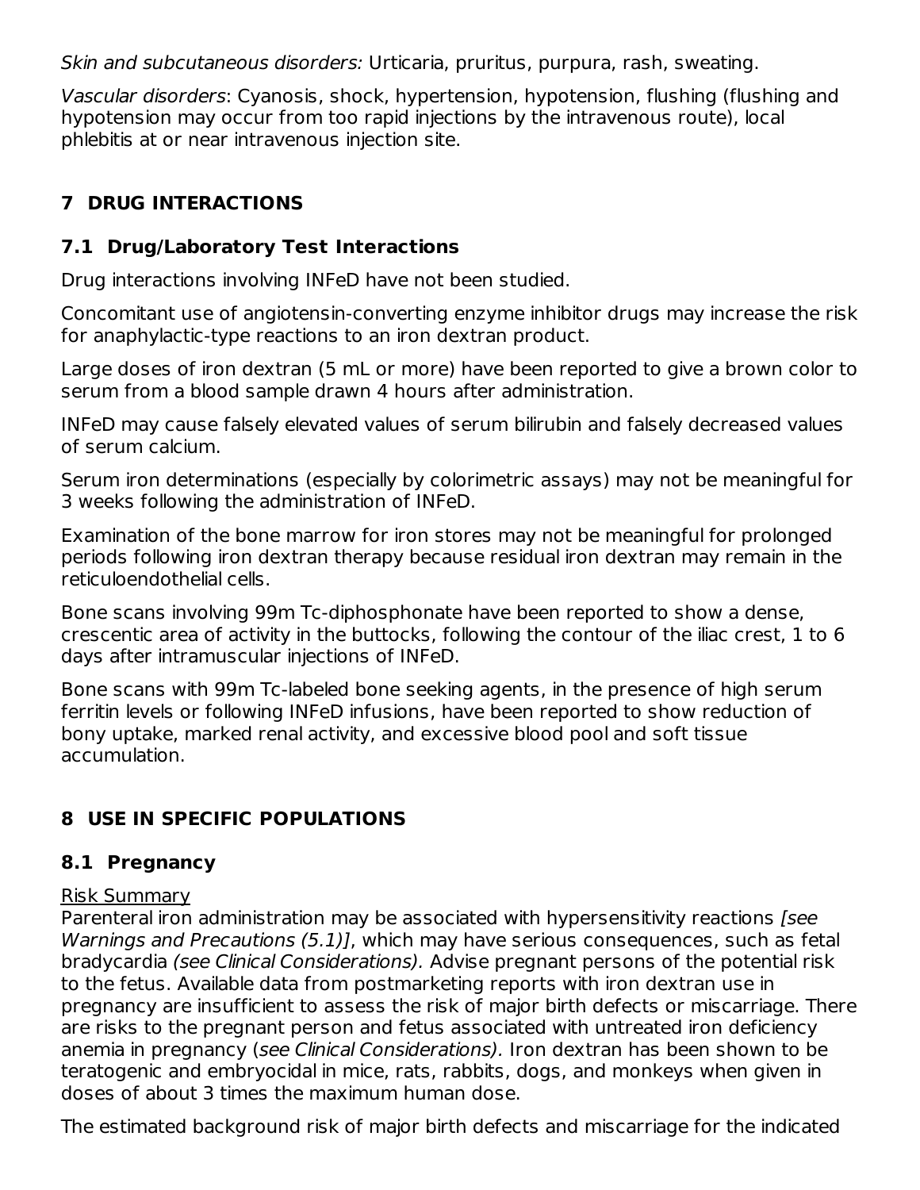*Skin and subcutaneous disorders:* Urticaria, pruritus, purpura, rash, sweating.

*Vascular disorders*: Cyanosis, shock, hypertension, hypotension, flushing (flushing and hypotension may occur from too rapid injections by the intravenous route), local phlebitis at or near intravenous injection site.

## 7 DRUG INTERACTIONS

### 7.1 Drug/Laboratory Test Interactions

Drug interactions involving INFeD have not been studied.

Concomitant use of angiotensin-converting enzyme inhibitor drugs may increase the risk for anaphylactic-type reactions to an iron dextran product.

Large doses of iron dextran (5 mL or more) have been reported to give a brown color to serum from a blood sample drawn 4 hours after administration.

INFeD may cause falsely elevated values of serum bilirubin and falsely decreased values of serum calcium.

Serum iron determinations (especially by colorimetric assays) may not be meaningful for 3 weeks following the administration of INFeD.

Examination of the bone marrow for iron stores may not be meaningful for prolonged periods following iron dextran therapy because residual iron dextran may remain in the reticuloendothelial cells.

Bone scans involving 99m Tc-diphosphonate have been reported to show a dense, crescentic area of activity in the buttocks, following the contour of the iliac crest, 1 to 6 days after intramuscular injections of INFeD.

Bone scans with 99m Tc-labeled bone seeking agents, in the presence of high serum ferritin levels or following INFeD infusions, have been reported to show reduction of bony uptake, marked renal activity, and excessive blood pool and soft tissue accumulation.

## 8 USE IN SPECIFIC POPULATIONS

### 8.1 Pregnancy

Risk Summary

Parenteral iron administration may be associated with hypersensitivity reactions *[see Warnings and Precautions (5.1)]*, which may have serious consequences, such as fetal bradycardia *(see Clinical Considerations).* Advise pregnant persons of the potential risk to the fetus. Available data from postmarketing reports with iron dextran use in pregnancy are insufficient to assess the risk of major birth defects or miscarriage. There are risks to the pregnant person and fetus associated with untreated iron deficiency anemia in pregnancy (*see Clinical Considerations).* Iron dextran has been shown to be teratogenic and embryocidal in mice, rats, rabbits, dogs, and monkeys when given in doses of about 3 times the maximum human dose.

The estimated background risk of major birth defects and miscarriage for the indicated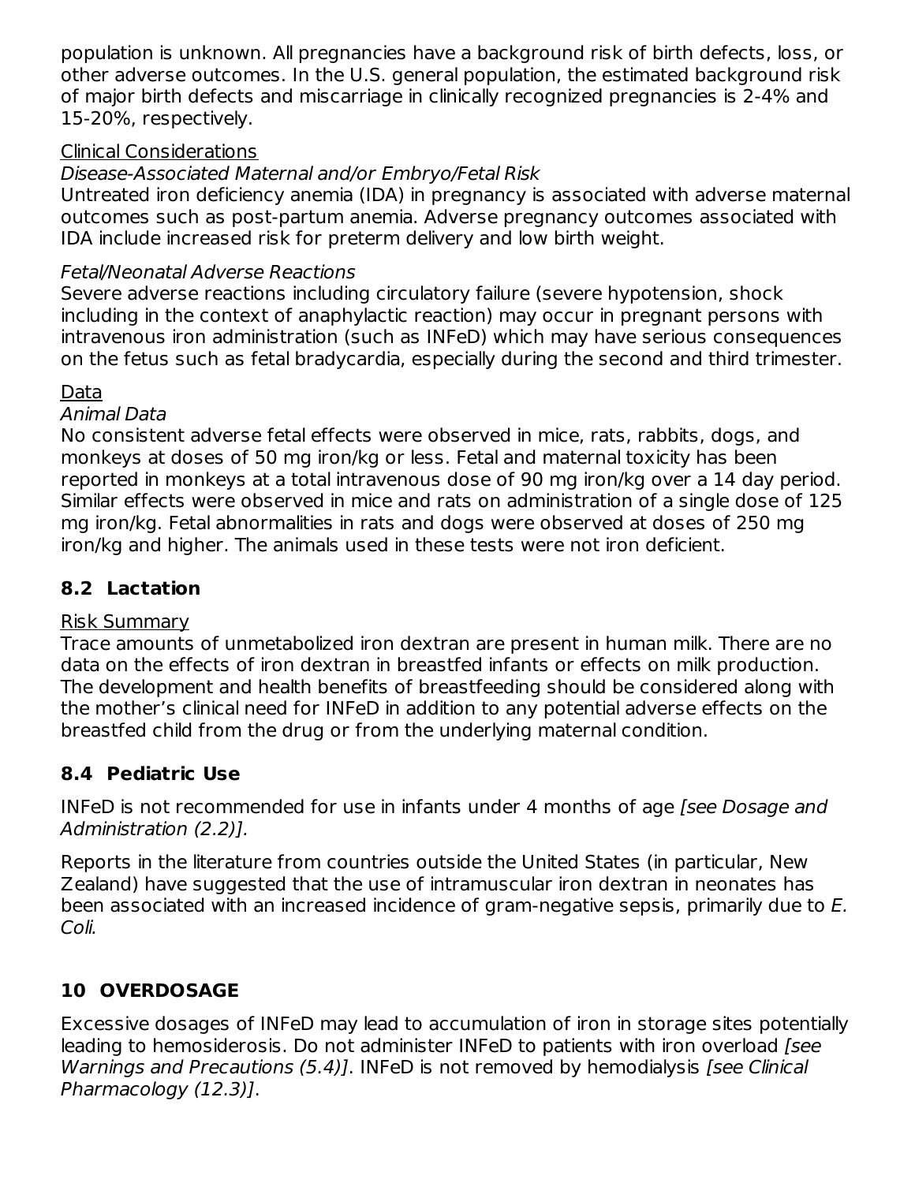population is unknown. All pregnancies have a background risk of birth defects, loss, or other adverse outcomes. In the U.S. general population, the estimated background risk of major birth defects and miscarriage in clinically recognized pregnancies is 2-4% and 15-20%, respectively.

Clinical Considerations

*Disease-Associated Maternal and/or Embryo/Fetal Risk*

Untreated iron deficiency anemia (IDA) in pregnancy is associated with adverse maternal outcomes such as post-partum anemia. Adverse pregnancy outcomes associated with IDA include increased risk for preterm delivery and low birth weight.

*Fetal/Neonatal Adverse Reactions*

Severe adverse reactions including circulatory failure (severe hypotension, shock including in the context of anaphylactic reaction) may occur in pregnant persons with intravenous iron administration (such as INFeD) which may have serious consequences on the fetus such as fetal bradycardia, especially during the second and third trimester.

Data

*Animal Data*

No consistent adverse fetal effects were observed in mice, rats, rabbits, dogs, and monkeys at doses of 50 mg iron/kg or less. Fetal and maternal toxicity has been reported in monkeys at a total intravenous dose of 90 mg iron/kg over a 14 day period. Similar effects were observed in mice and rats on administration of a single dose of 125 mg iron/kg. Fetal abnormalities in rats and dogs were observed at doses of 250 mg iron/kg and higher. The animals used in these tests were not iron deficient.

## 8.2 Lactation

Risk Summary

Trace amounts of unmetabolized iron dextran are present in human milk. There are no data on the effects of iron dextran in breastfed infants or effects on milk production. The development and health benefits of breastfeeding should be considered along with the mother's clinical need for INFeD in addition to any potential adverse effects on the breastfed child from the drug or from the underlying maternal condition.

## 8.4 Pediatric Use

INFeD is not recommended for use in infants under 4 months of age *[see Dosage and Administration (2.2)].*

Reports in the literature from countries outside the United States (in particular, New Zealand) have suggested that the use of intramuscular iron dextran in neonates has been associated with an increased incidence of gram-negative sepsis, primarily due to *E. Coli*.

# 10 OVERDOSAGE

Excessive dosages of INFeD may lead to accumulation of iron in storage sites potentially leading to hemosiderosis. Do not administer INFeD to patients with iron overload *[see Warnings and Precautions (5.4)]*. INFeD is not removed by hemodialysis *[see Clinical Pharmacology (12.3)]*.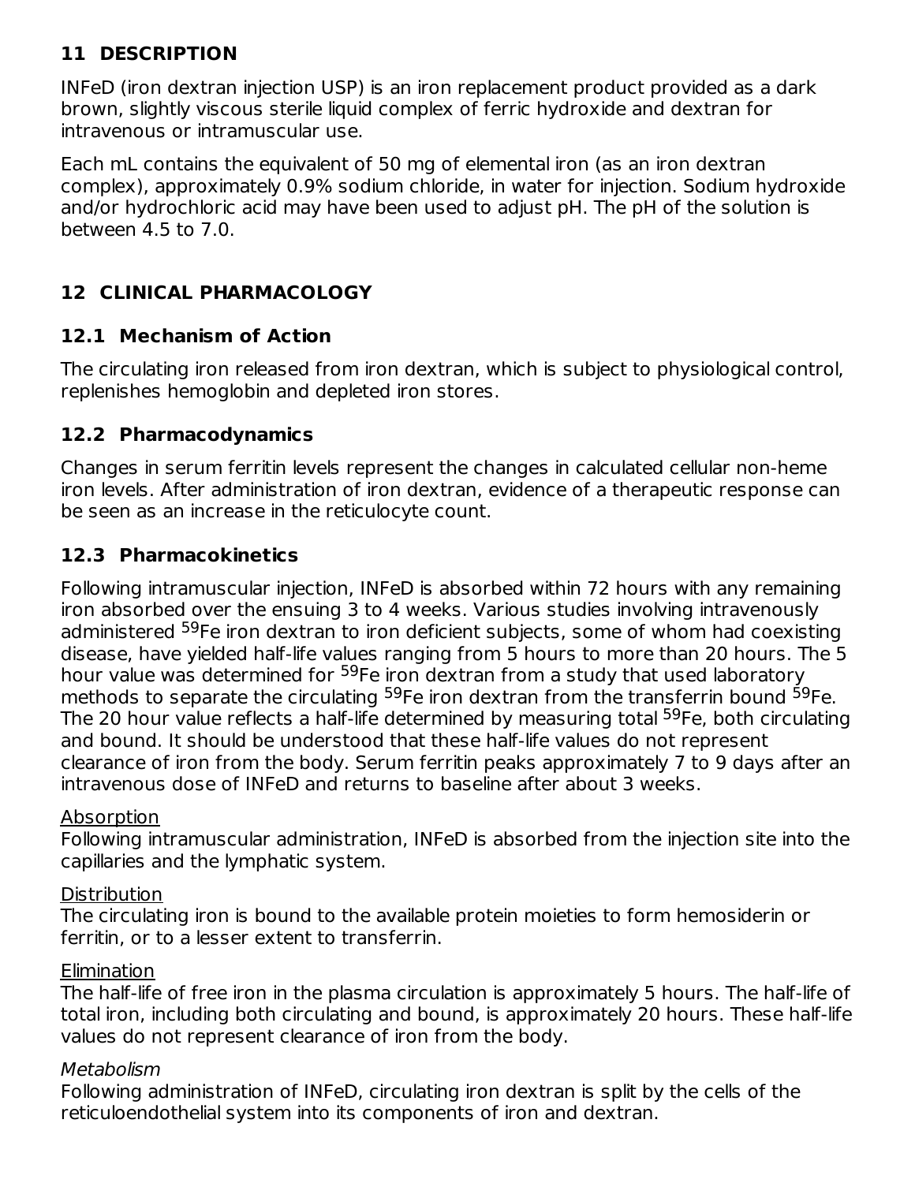## 11 DESCRIPTION

INFeD (iron dextran injection USP) is an iron replacement product provided as a dark brown, slightly viscous sterile liquid complex of ferric hydroxide and dextran for intravenous or intramuscular use.

Each mL contains the equivalent of 50 mg of elemental iron (as an iron dextran complex), approximately 0.9% sodium chloride, in water for injection. Sodium hydroxide and/or hydrochloric acid may have been used to adjust pH. The pH of the solution is between 4.5 to 7.0.

## 12 CLINICAL PHARMACOLOGY

### 12.1 Mechanism of Action

The circulating iron released from iron dextran, which is subject to physiological control, replenishes hemoglobin and depleted iron stores.

### 12.2 Pharmacodynamics

Changes in serum ferritin levels represent the changes in calculated cellular non-heme iron levels. After administration of iron dextran, evidence of a therapeutic response can be seen as an increase in the reticulocyte count.

### 12.3 Pharmacokinetics

Following intramuscular injection, INFeD is absorbed within 72 hours with any remaining iron absorbed over the ensuing 3 to 4 weeks. Various studies involving intravenously administered $^{59}Fe$ iron dextran to iron deficient subjects, some of whom had coexisting disease, have yielded half-life values ranging from 5 hours to more than 20 hours. The 5 hour value was determined for $^{59}Fe$ iron dextran from a study that used laboratory methods to separate the circulating $^{59}Fe$ iron dextran from the transferrin bound $^{59}Fe$. The 20 hour value reflects a half-life determined by measuring total $^{59}Fe$, both circulating and bound. It should be understood that these half-life values do not represent clearance of iron from the body. Serum ferritin peaks approximately 7 to 9 days after an intravenous dose of INFeD and returns to baseline after about 3 weeks.

Absorption
Following intramuscular administration, INFeD is absorbed from the injection site into the capillaries and the lymphatic system.

Distribution
The circulating iron is bound to the available protein moieties to form hemosiderin or ferritin, or to a lesser extent to transferrin.

Elimination
The half-life of free iron in the plasma circulation is approximately 5 hours. The half-life of total iron, including both circulating and bound, is approximately 20 hours. These half-life values do not represent clearance of iron from the body.

*Metabolism*
Following administration of INFeD, circulating iron dextran is split by the cells of the reticuloendothelial system into its components of iron and dextran.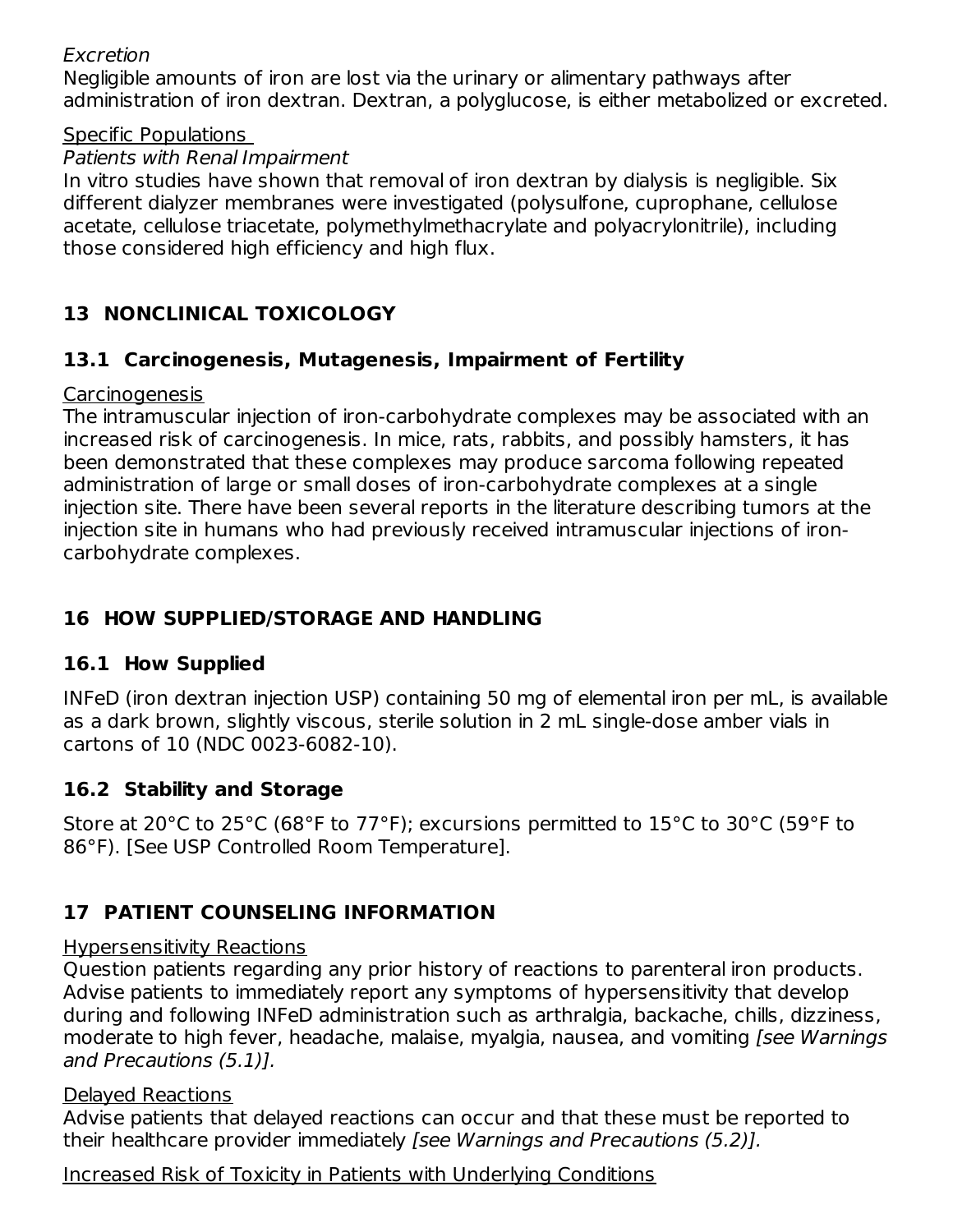*Excretion*

Negligible amounts of iron are lost via the urinary or alimentary pathways after administration of iron dextran. Dextran, a polyglucose, is either metabolized or excreted.

Specific Populations

*Patients with Renal Impairment*

In vitro studies have shown that removal of iron dextran by dialysis is negligible. Six different dialyzer membranes were investigated (polysulfone, cuprophane, cellulose acetate, cellulose triacetate, polymethylmethacrylate and polyacrylonitrile), including those considered high efficiency and high flux.

## 13 NONCLINICAL TOXICOLOGY

### 13.1 Carcinogenesis, Mutagenesis, Impairment of Fertility

Carcinogenesis

The intramuscular injection of iron-carbohydrate complexes may be associated with an increased risk of carcinogenesis. In mice, rats, rabbits, and possibly hamsters, it has been demonstrated that these complexes may produce sarcoma following repeated administration of large or small doses of iron-carbohydrate complexes at a single injection site. There have been several reports in the literature describing tumors at the injection site in humans who had previously received intramuscular injections of iron-carbohydrate complexes.

## 16 HOW SUPPLIED/STORAGE AND HANDLING

### 16.1 How Supplied

INFeD (iron dextran injection USP) containing 50 mg of elemental iron per mL, is available as a dark brown, slightly viscous, sterile solution in 2 mL single-dose amber vials in cartons of 10 (NDC 0023-6082-10).

### 16.2 Stability and Storage

Store at 20°C to 25°C (68°F to 77°F); excursions permitted to 15°C to 30°C (59°F to 86°F). [See USP Controlled Room Temperature].

## 17 PATIENT COUNSELING INFORMATION

Hypersensitivity Reactions

Question patients regarding any prior history of reactions to parenteral iron products. Advise patients to immediately report any symptoms of hypersensitivity that develop during and following INFeD administration such as arthralgia, backache, chills, dizziness, moderate to high fever, headache, malaise, myalgia, nausea, and vomiting *[see Warnings and Precautions (5.1)].*

Delayed Reactions

Advise patients that delayed reactions can occur and that these must be reported to their healthcare provider immediately *[see Warnings and Precautions (5.2)].*

Increased Risk of Toxicity in Patients with Underlying Conditions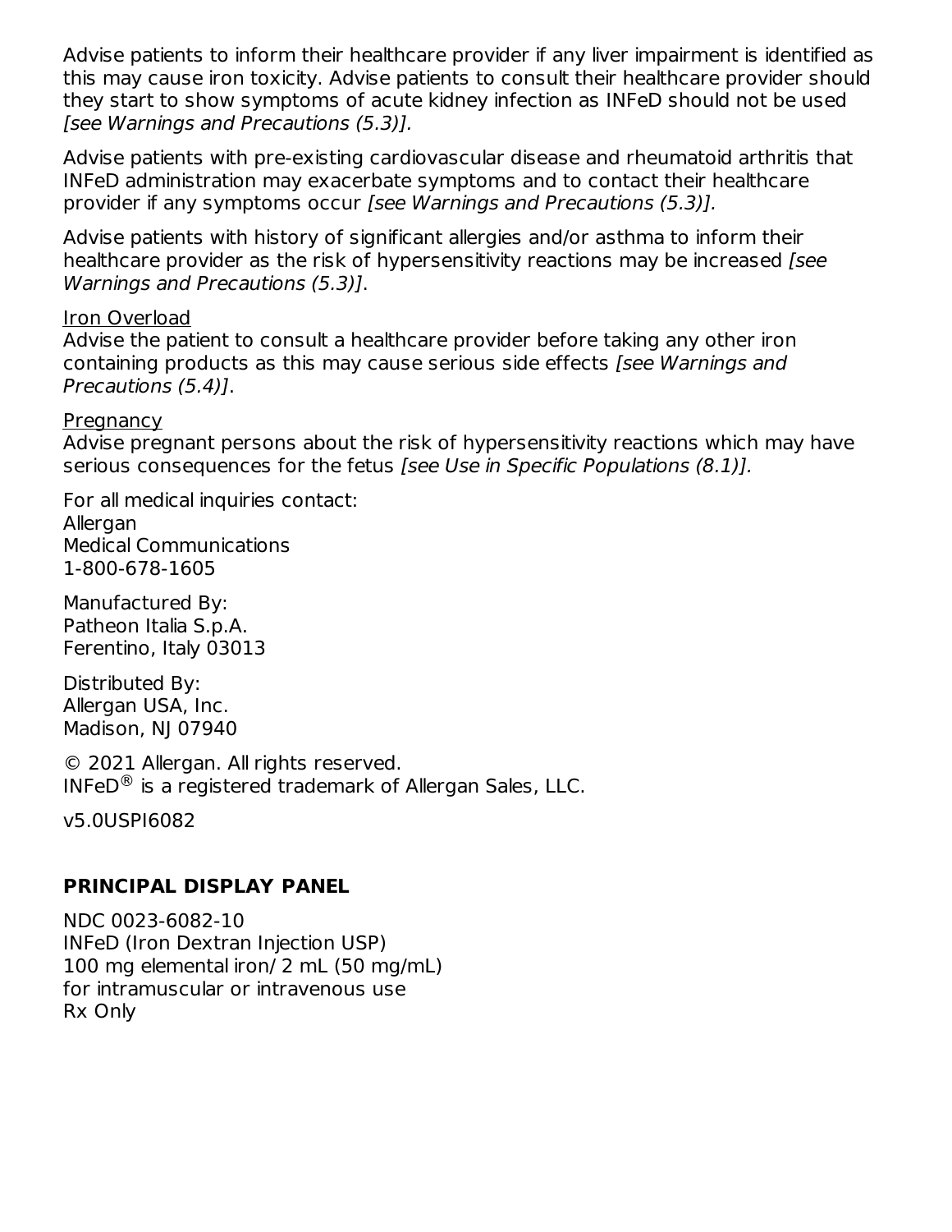Advise patients to inform their healthcare provider if any liver impairment is identified as this may cause iron toxicity. Advise patients to consult their healthcare provider should they start to show symptoms of acute kidney infection as INFeD should not be used *[see Warnings and Precautions (5.3)].*

Advise patients with pre-existing cardiovascular disease and rheumatoid arthritis that INFeD administration may exacerbate symptoms and to contact their healthcare provider if any symptoms occur *[see Warnings and Precautions (5.3)].*

Advise patients with history of significant allergies and/or asthma to inform their healthcare provider as the risk of hypersensitivity reactions may be increased *[see Warnings and Precautions (5.3)]*.

Iron Overload

Advise the patient to consult a healthcare provider before taking any other iron containing products as this may cause serious side effects *[see Warnings and Precautions (5.4)]*.

Pregnancy

Advise pregnant persons about the risk of hypersensitivity reactions which may have serious consequences for the fetus *[see Use in Specific Populations (8.1)].*

For all medical inquiries contact:
Allergan
Medical Communications
1-800-678-1605

Manufactured By:
Patheon Italia S.p.A.
Ferentino, Italy 03013

Distributed By:
Allergan USA, Inc.
Madison, NJ 07940

© 2021 Allergan. All rights reserved.
INFeD® is a registered trademark of Allergan Sales, LLC.

v5.0USPI6082

## PRINCIPAL DISPLAY PANEL

NDC 0023-6082-10
INFeD (Iron Dextran Injection USP)
100 mg elemental iron/ 2 mL (50 mg/mL)
for intramuscular or intravenous use
Rx Only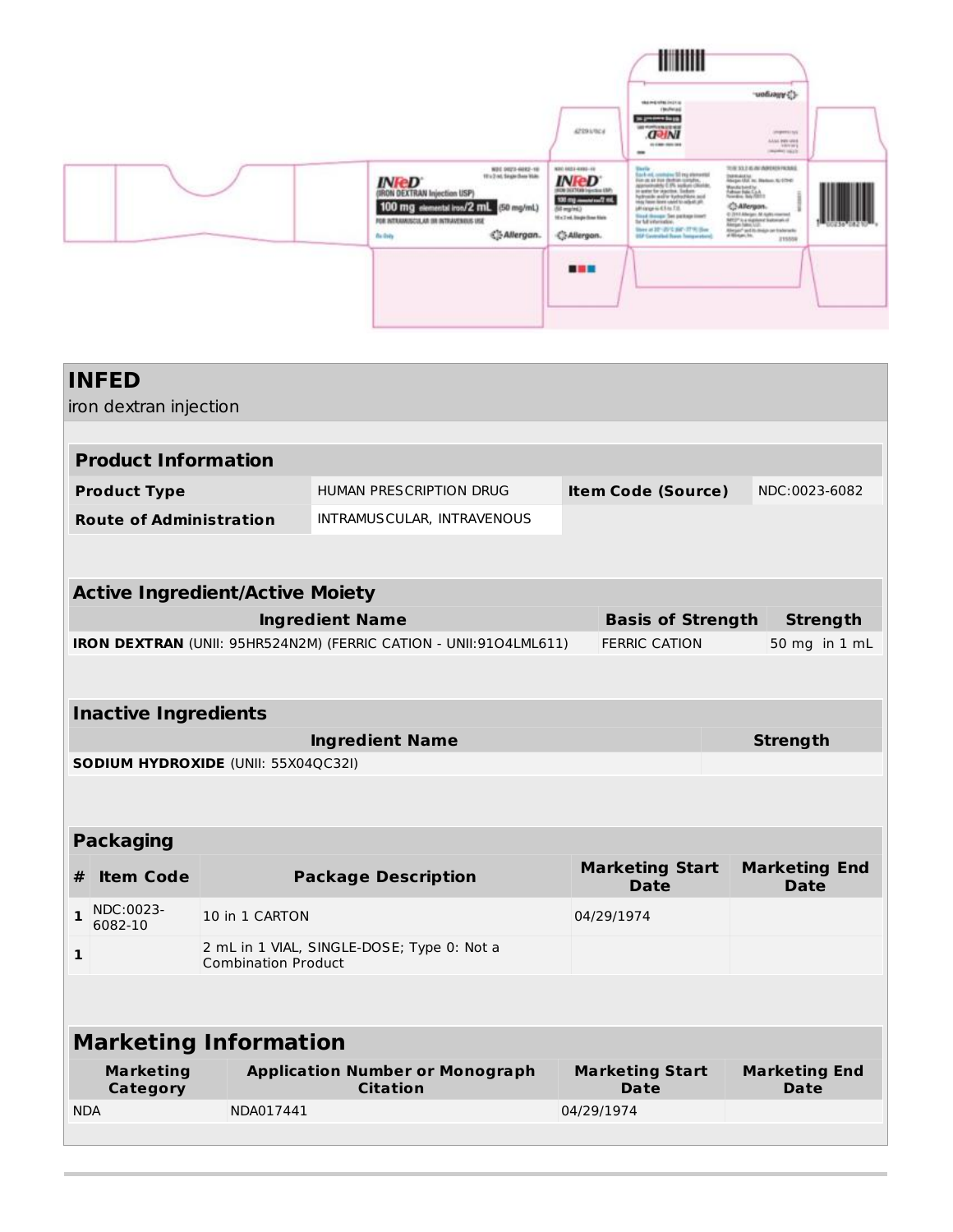# INFED

iron dextran injection

## Product Information

| Product Type | HUMAN PRESCRIPTION DRUG | Item Code (Source) | NDC:0023-6082 |
|---|---|---|---|
| Route of Administration | INTRAMUSCULAR, INTRAVENOUS | | |

## Active Ingredient/Active Moiety

| Ingredient Name | Basis of Strength | Strength |
|---|---|---|
| **IRON DEXTRAN** (UNII: 95HR524N2M) (FERRIC CATION - UNII:91O4LML611) | FERRIC CATION | 50 mg in 1 mL |

## Inactive Ingredients

| Ingredient Name | Strength |
|---|---|
| **SODIUM HYDROXIDE** (UNII: 55X04QC32I) | |

## Packaging

| # | Item Code | Package Description | Marketing Start Date | Marketing End Date |
|---|---|---|---|---|
| 1 | NDC:0023-6082-10 | 10 in 1 CARTON | 04/29/1974 | |
| 1 | | 2 mL in 1 VIAL, SINGLE-DOSE; Type 0: Not a Combination Product | | |

## Marketing Information

| Marketing Category | Application Number or Monograph Citation | Marketing Start Date | Marketing End Date |
|---|---|---|---|
| NDA | NDA017441 | 04/29/1974 | |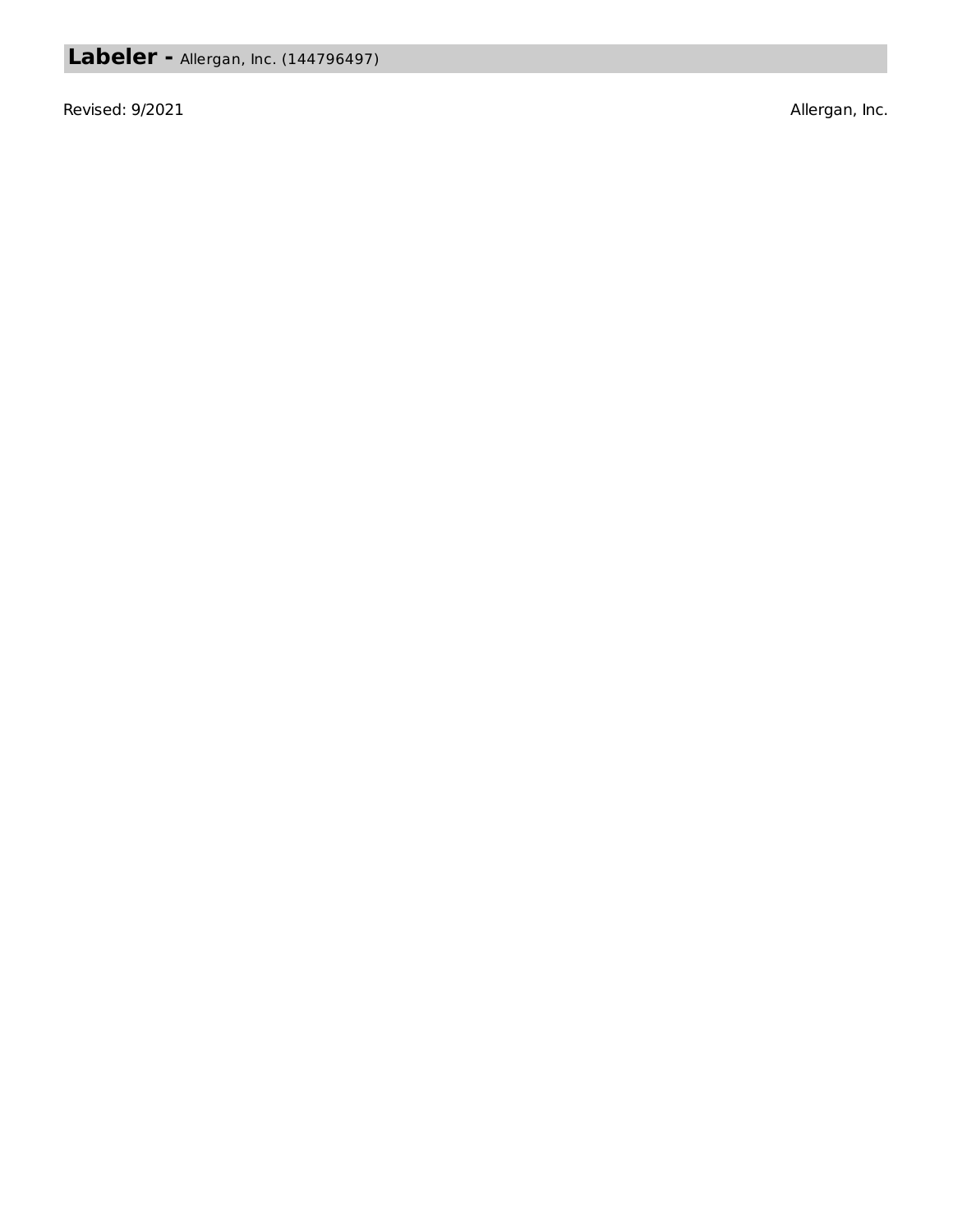**Labeler -** Allergan, Inc. (144796497)

Revised: 9/2021

Allergan, Inc.